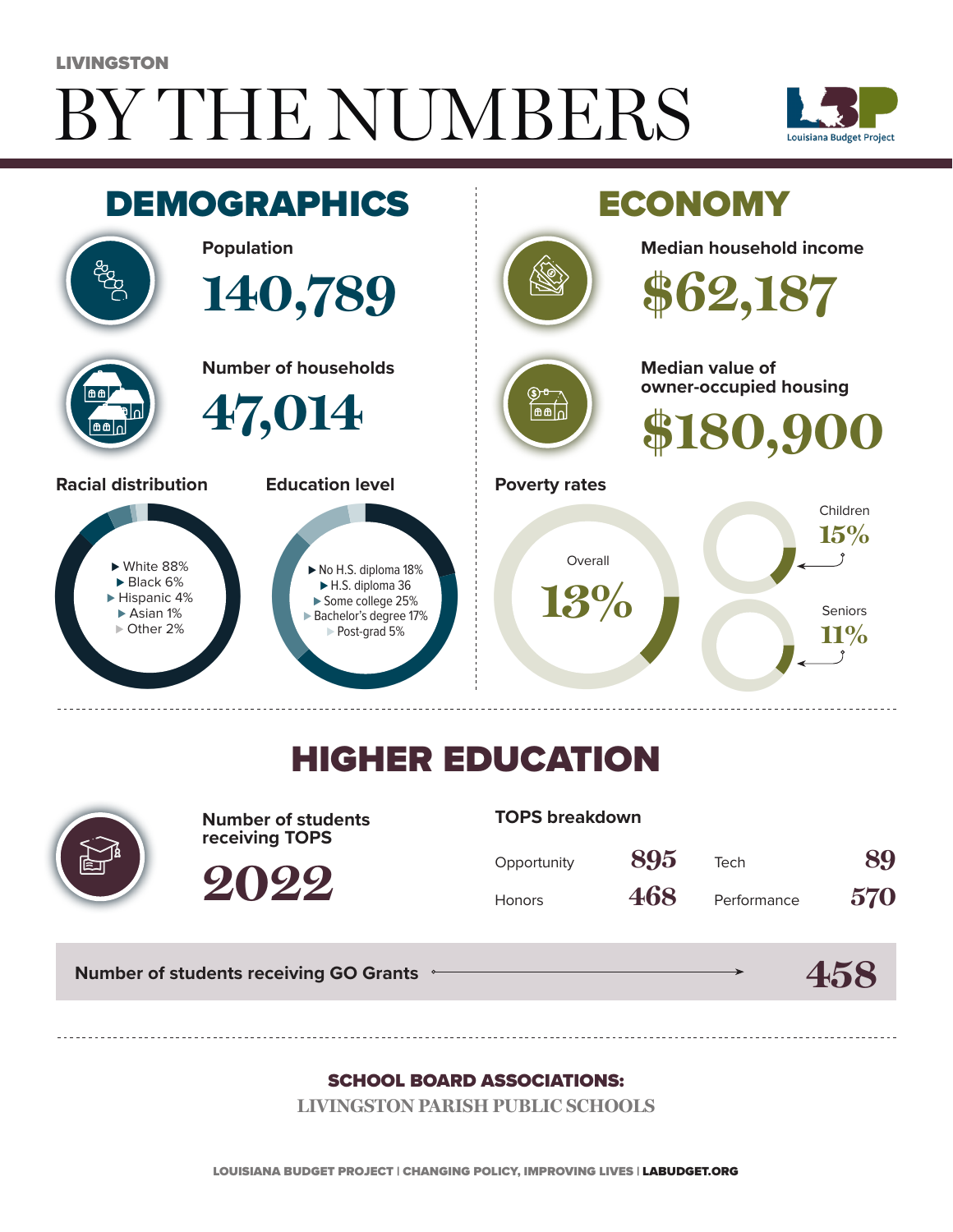LIVINGSTON

# BY THE NUMBERS

Louisiana Budget Project

## DEMOGRAPHICS

**Population**

140,789

**Number of households**

47,014

**Racial distribution**

- White 88%
- Black 6%
- Hispanic 4%
- Asian 1%
- Other 2%

**Education level**

- No H.S. diploma 18%
- H.S. diploma 36
- Some college 25%
- Bachelor's degree 17%
- Post-grad 5%

## ECONOMY

**Median household income**

$62,187

**Median value of owner-occupied housing**

$180,900

**Poverty rates**

Overall
13%

Children
15%

Seniors
11%

## HIGHER EDUCATION

**Number of students receiving TOPS**

2022

**TOPS breakdown**

| | | | |
|---|---|---|---|
| Opportunity | 895 | Tech | 89 |
| Honors | 468 | Performance | 570 |

**Number of students receiving GO Grants** → 458

**SCHOOL BOARD ASSOCIATIONS:**

LIVINGSTON PARISH PUBLIC SCHOOLS

LOUISIANA BUDGET PROJECT | CHANGING POLICY, IMPROVING LIVES | LABUDGET.ORG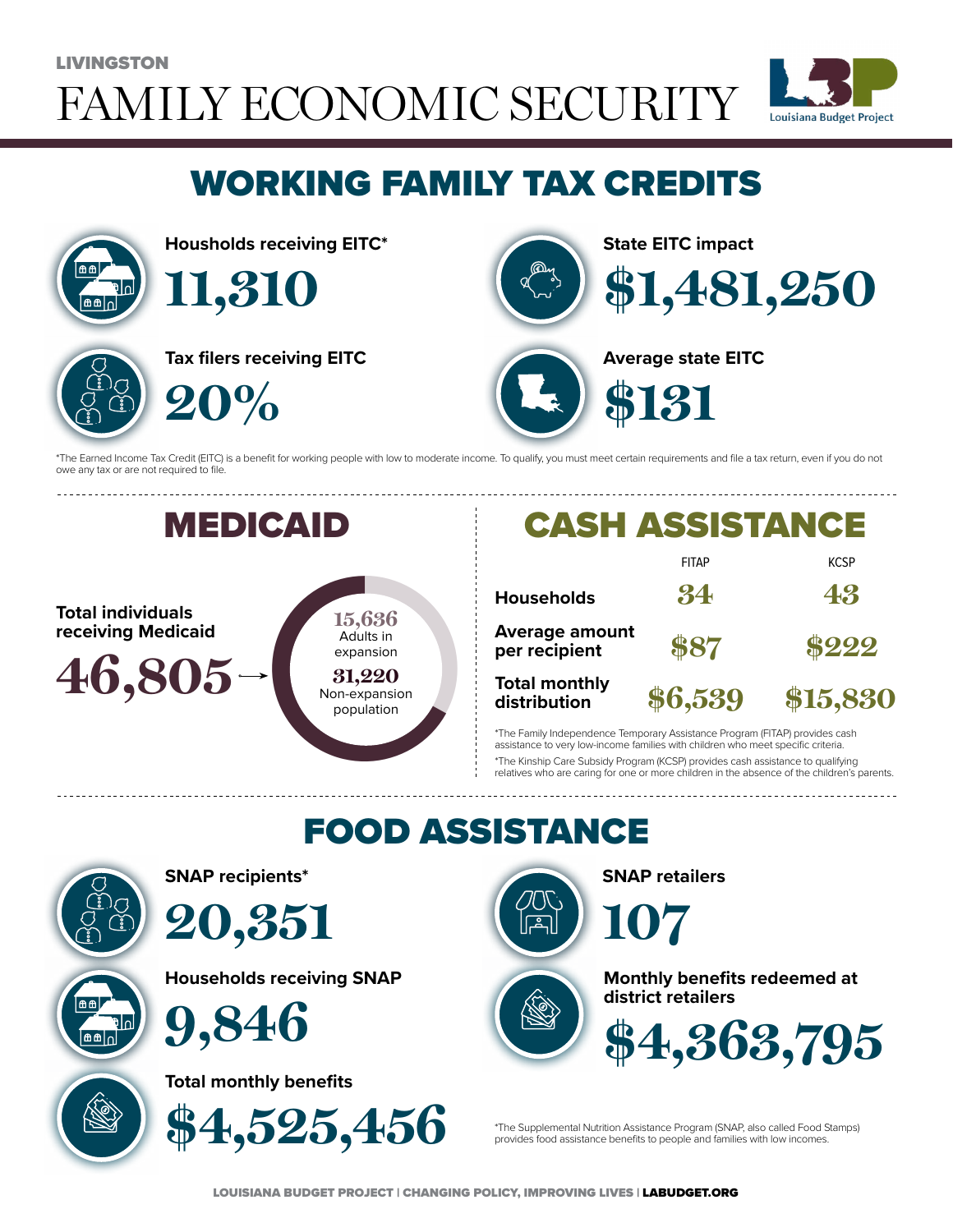LIVINGSTON

# FAMILY ECONOMIC SECURITY

Louisiana Budget Project

## WORKING FAMILY TAX CREDITS

**Households receiving EITC***

**11,310**

**State EITC impact**

**$1,481,250**

**Tax filers receiving EITC**

**20%**

**Average state EITC**

**$131**

*The Earned Income Tax Credit (EITC) is a benefit for working people with low to moderate income. To qualify, you must meet certain requirements and file a tax return, even if you do not owe any tax or are not required to file.

## MEDICAID

**Total individuals receiving Medicaid**

**46,805**

15,636
Adults in expansion

31,220
Non-expansion population

## CASH ASSISTANCE

| | FITAP | KCSP |
|---|---|---|
| **Households** | 34 | 43 |
| **Average amount per recipient** | $87 | $222 |
| **Total monthly distribution** | $6,539 | $15,830 |

*The Family Independence Temporary Assistance Program (FITAP) provides cash assistance to very low-income families with children who meet specific criteria.

*The Kinship Care Subsidy Program (KCSP) provides cash assistance to qualifying relatives who are caring for one or more children in the absence of the children's parents.

## FOOD ASSISTANCE

**SNAP recipients***

**20,351**

**Households receiving SNAP**

**9,846**

**Total monthly benefits**

**$4,525,456**

**SNAP retailers**

**107**

**Monthly benefits redeemed at district retailers**

**$4,363,795**

*The Supplemental Nutrition Assistance Program (SNAP, also called Food Stamps) provides food assistance benefits to people and families with low incomes.

LOUISIANA BUDGET PROJECT | CHANGING POLICY, IMPROVING LIVES | LABUDGET.ORG